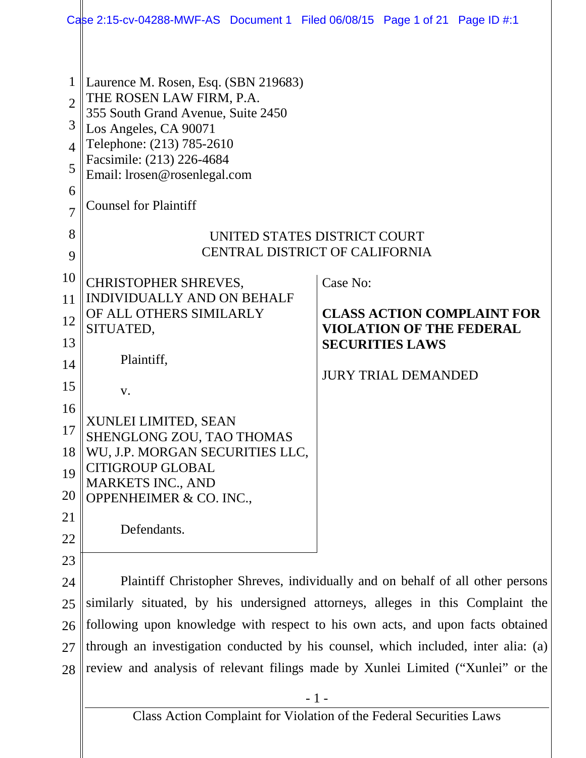Laurence M. Rosen, Esq. (SBN 219683)
THE ROSEN LAW FIRM, P.A.
355 South Grand Avenue, Suite 2450
Los Angeles, CA 90071
Telephone: (213) 785-2610
Facsimile: (213) 226-4684
Email: lrosen@rosenlegal.com

Counsel for Plaintiff

UNITED STATES DISTRICT COURT
CENTRAL DISTRICT OF CALIFORNIA

CHRISTOPHER SHREVES, INDIVIDUALLY AND ON BEHALF OF ALL OTHERS SIMILARLY SITUATED,

Plaintiff,

v.

XUNLEI LIMITED, SEAN SHENGLONG ZOU, TAO THOMAS WU, J.P. MORGAN SECURITIES LLC, CITIGROUP GLOBAL MARKETS INC., AND OPPENHEIMER & CO. INC.,

Defendants.

Case No:

**CLASS ACTION COMPLAINT FOR VIOLATION OF THE FEDERAL SECURITIES LAWS**

JURY TRIAL DEMANDED

Plaintiff Christopher Shreves, individually and on behalf of all other persons similarly situated, by his undersigned attorneys, alleges in this Complaint the following upon knowledge with respect to his own acts, and upon facts obtained through an investigation conducted by his counsel, which included, inter alia: (a) review and analysis of relevant filings made by Xunlei Limited ("Xunlei" or the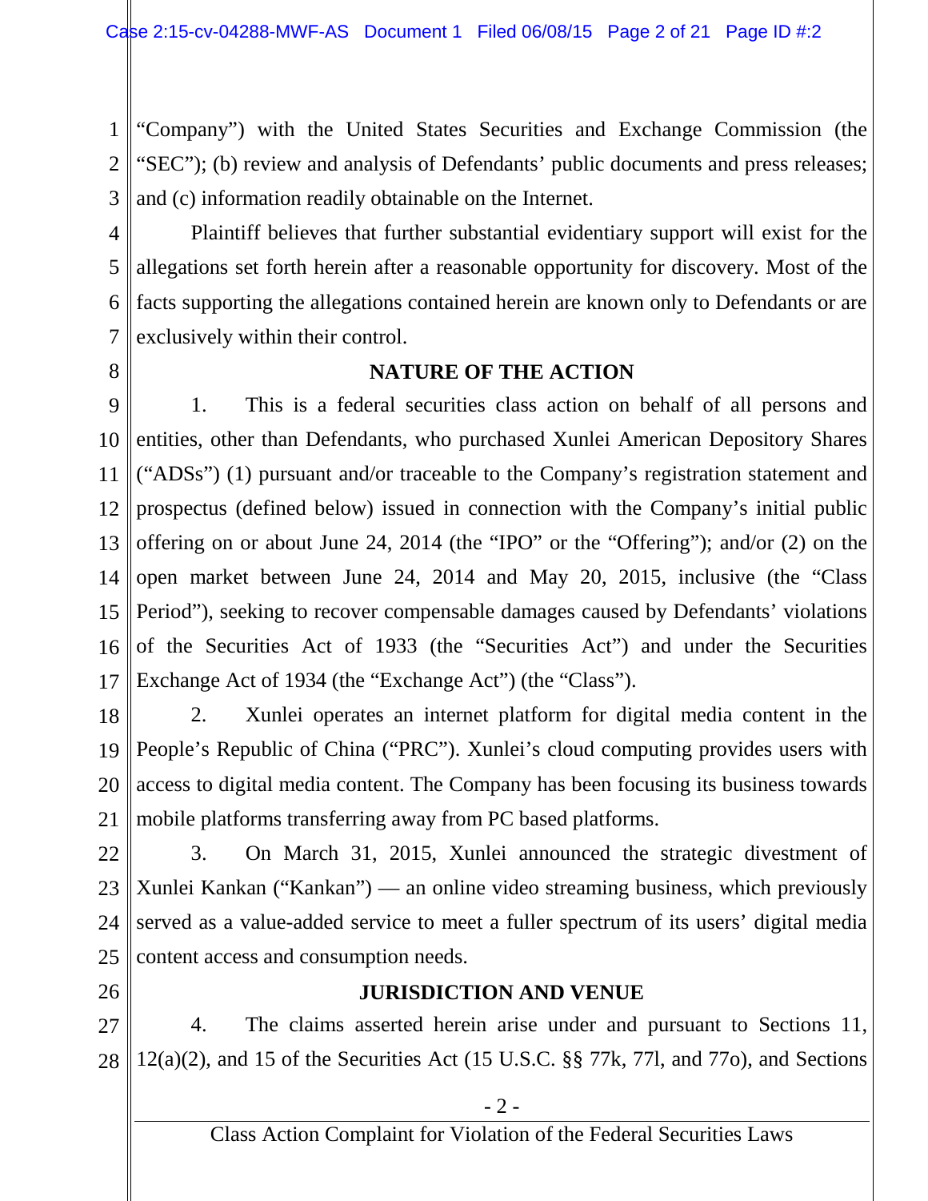"Company") with the United States Securities and Exchange Commission (the "SEC"); (b) review and analysis of Defendants' public documents and press releases; and (c) information readily obtainable on the Internet.

Plaintiff believes that further substantial evidentiary support will exist for the allegations set forth herein after a reasonable opportunity for discovery. Most of the facts supporting the allegations contained herein are known only to Defendants or are exclusively within their control.

## NATURE OF THE ACTION

1. This is a federal securities class action on behalf of all persons and entities, other than Defendants, who purchased Xunlei American Depository Shares ("ADSs") (1) pursuant and/or traceable to the Company's registration statement and prospectus (defined below) issued in connection with the Company's initial public offering on or about June 24, 2014 (the "IPO" or the "Offering"); and/or (2) on the open market between June 24, 2014 and May 20, 2015, inclusive (the "Class Period"), seeking to recover compensable damages caused by Defendants' violations of the Securities Act of 1933 (the "Securities Act") and under the Securities Exchange Act of 1934 (the "Exchange Act") (the "Class").

2. Xunlei operates an internet platform for digital media content in the People's Republic of China ("PRC"). Xunlei's cloud computing provides users with access to digital media content. The Company has been focusing its business towards mobile platforms transferring away from PC based platforms.

3. On March 31, 2015, Xunlei announced the strategic divestment of Xunlei Kankan ("Kankan") — an online video streaming business, which previously served as a value-added service to meet a fuller spectrum of its users' digital media content access and consumption needs.

## JURISDICTION AND VENUE

4. The claims asserted herein arise under and pursuant to Sections 11, 12(a)(2), and 15 of the Securities Act (15 U.S.C. §§ 77k, 77l, and 77o), and Sections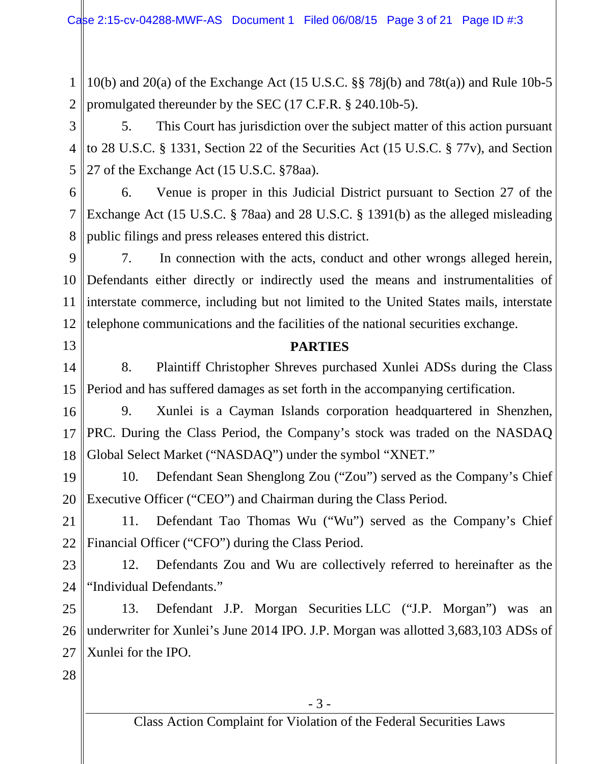10(b) and 20(a) of the Exchange Act (15 U.S.C. §§ 78j(b) and 78t(a)) and Rule 10b-5 promulgated thereunder by the SEC (17 C.F.R. § 240.10b-5).

5. This Court has jurisdiction over the subject matter of this action pursuant to 28 U.S.C. § 1331, Section 22 of the Securities Act (15 U.S.C. § 77v), and Section 27 of the Exchange Act (15 U.S.C. §78aa).

6. Venue is proper in this Judicial District pursuant to Section 27 of the Exchange Act (15 U.S.C. § 78aa) and 28 U.S.C. § 1391(b) as the alleged misleading public filings and press releases entered this district.

7. In connection with the acts, conduct and other wrongs alleged herein, Defendants either directly or indirectly used the means and instrumentalities of interstate commerce, including but not limited to the United States mails, interstate telephone communications and the facilities of the national securities exchange.

## PARTIES

8. Plaintiff Christopher Shreves purchased Xunlei ADSs during the Class Period and has suffered damages as set forth in the accompanying certification.

9. Xunlei is a Cayman Islands corporation headquartered in Shenzhen, PRC. During the Class Period, the Company's stock was traded on the NASDAQ Global Select Market ("NASDAQ") under the symbol "XNET."

10. Defendant Sean Shenglong Zou ("Zou") served as the Company's Chief Executive Officer ("CEO") and Chairman during the Class Period.

11. Defendant Tao Thomas Wu ("Wu") served as the Company's Chief Financial Officer ("CFO") during the Class Period.

12. Defendants Zou and Wu are collectively referred to hereinafter as the "Individual Defendants."

13. Defendant J.P. Morgan Securities LLC ("J.P. Morgan") was an underwriter for Xunlei's June 2014 IPO. J.P. Morgan was allotted 3,683,103 ADSs of Xunlei for the IPO.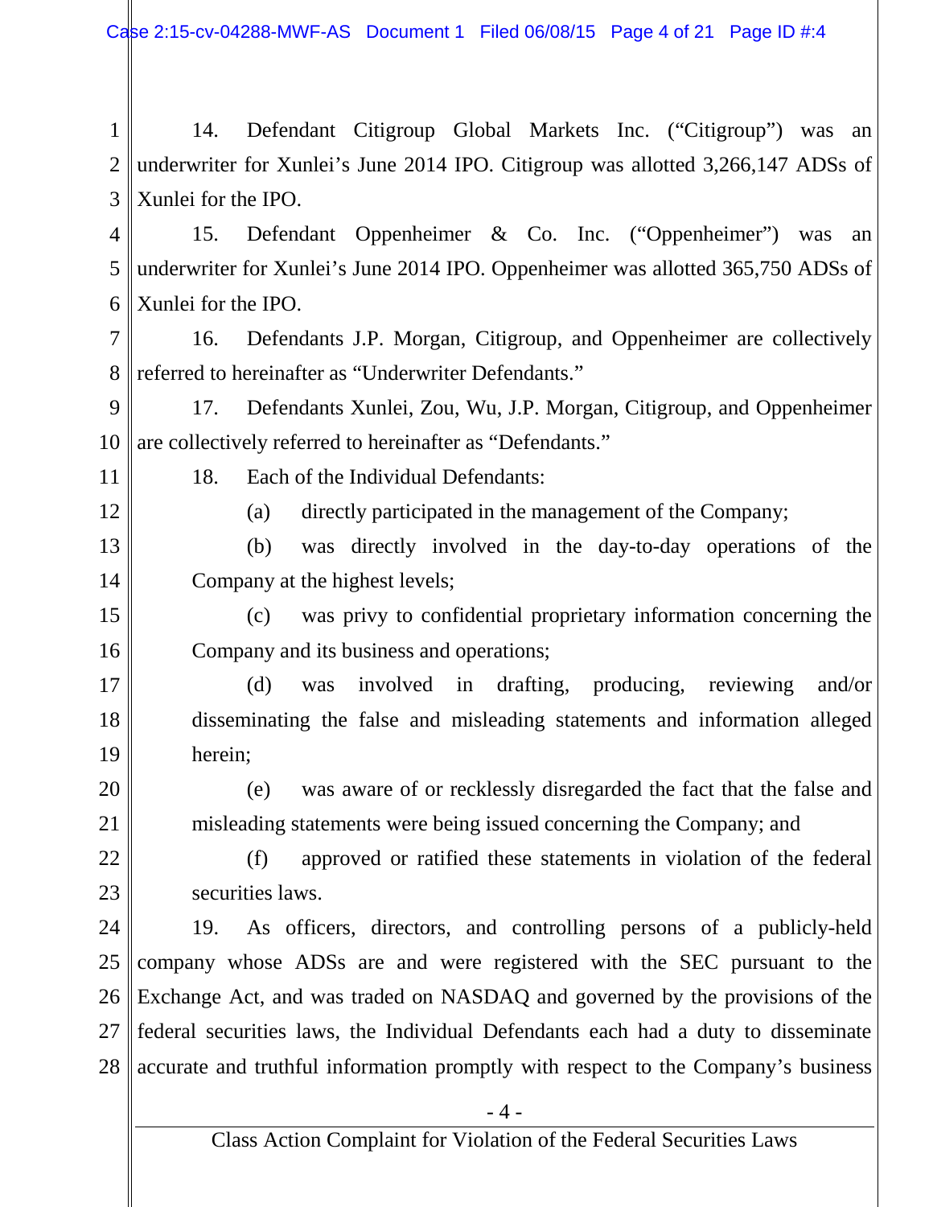14. Defendant Citigroup Global Markets Inc. ("Citigroup") was an underwriter for Xunlei's June 2014 IPO. Citigroup was allotted 3,266,147 ADSs of Xunlei for the IPO.

15. Defendant Oppenheimer & Co. Inc. ("Oppenheimer") was an underwriter for Xunlei's June 2014 IPO. Oppenheimer was allotted 365,750 ADSs of Xunlei for the IPO.

16. Defendants J.P. Morgan, Citigroup, and Oppenheimer are collectively referred to hereinafter as "Underwriter Defendants."

17. Defendants Xunlei, Zou, Wu, J.P. Morgan, Citigroup, and Oppenheimer are collectively referred to hereinafter as "Defendants."

18. Each of the Individual Defendants:

(a) directly participated in the management of the Company;

(b) was directly involved in the day-to-day operations of the Company at the highest levels;

(c) was privy to confidential proprietary information concerning the Company and its business and operations;

(d) was involved in drafting, producing, reviewing and/or disseminating the false and misleading statements and information alleged herein;

(e) was aware of or recklessly disregarded the fact that the false and misleading statements were being issued concerning the Company; and

(f) approved or ratified these statements in violation of the federal securities laws.

19. As officers, directors, and controlling persons of a publicly-held company whose ADSs are and were registered with the SEC pursuant to the Exchange Act, and was traded on NASDAQ and governed by the provisions of the federal securities laws, the Individual Defendants each had a duty to disseminate accurate and truthful information promptly with respect to the Company's business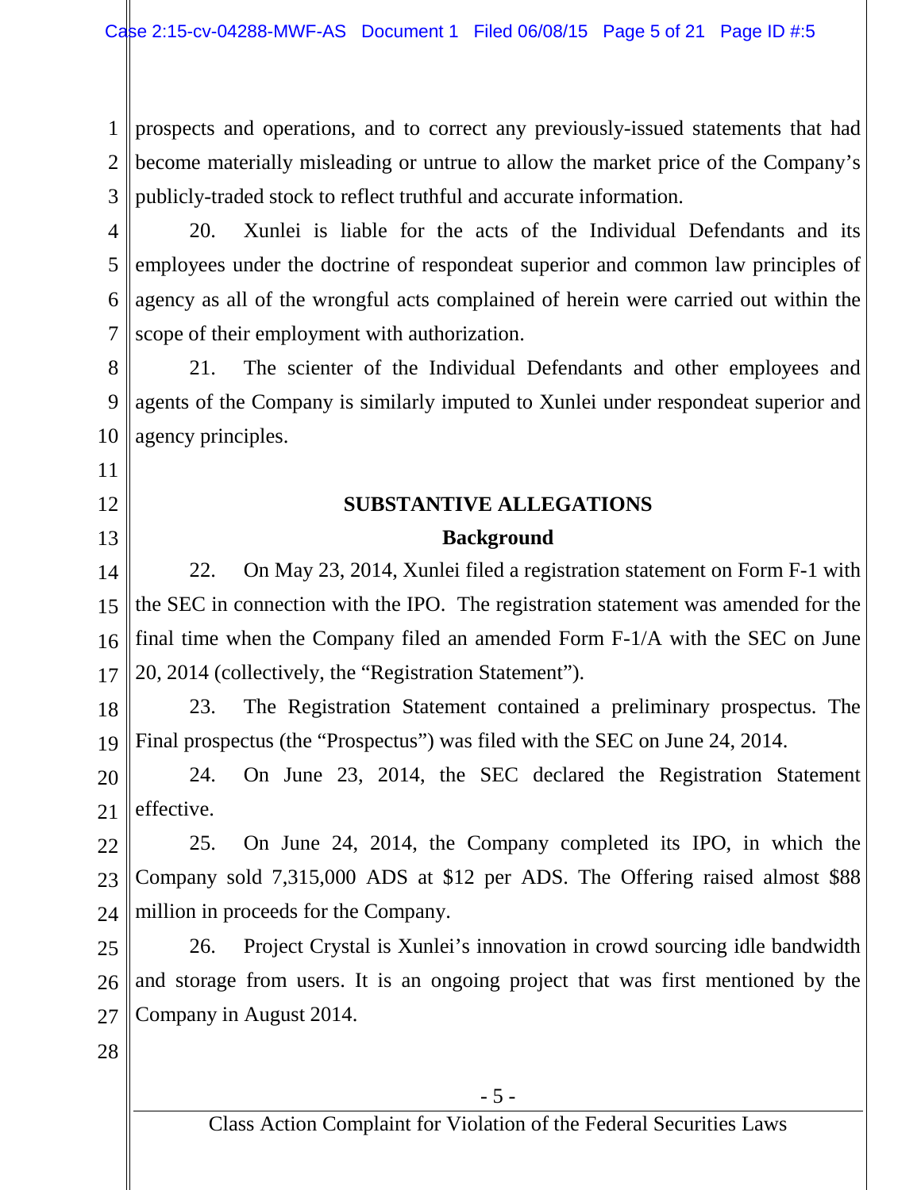prospects and operations, and to correct any previously-issued statements that had become materially misleading or untrue to allow the market price of the Company's publicly-traded stock to reflect truthful and accurate information.

20. Xunlei is liable for the acts of the Individual Defendants and its employees under the doctrine of respondeat superior and common law principles of agency as all of the wrongful acts complained of herein were carried out within the scope of their employment with authorization.

21. The scienter of the Individual Defendants and other employees and agents of the Company is similarly imputed to Xunlei under respondeat superior and agency principles.

## SUBSTANTIVE ALLEGATIONS

### Background

22. On May 23, 2014, Xunlei filed a registration statement on Form F-1 with the SEC in connection with the IPO. The registration statement was amended for the final time when the Company filed an amended Form F-1/A with the SEC on June 20, 2014 (collectively, the "Registration Statement").

23. The Registration Statement contained a preliminary prospectus. The Final prospectus (the "Prospectus") was filed with the SEC on June 24, 2014.

24. On June 23, 2014, the SEC declared the Registration Statement effective.

25. On June 24, 2014, the Company completed its IPO, in which the Company sold 7,315,000 ADS at $12 per ADS. The Offering raised almost $88 million in proceeds for the Company.

26. Project Crystal is Xunlei's innovation in crowd sourcing idle bandwidth and storage from users. It is an ongoing project that was first mentioned by the Company in August 2014.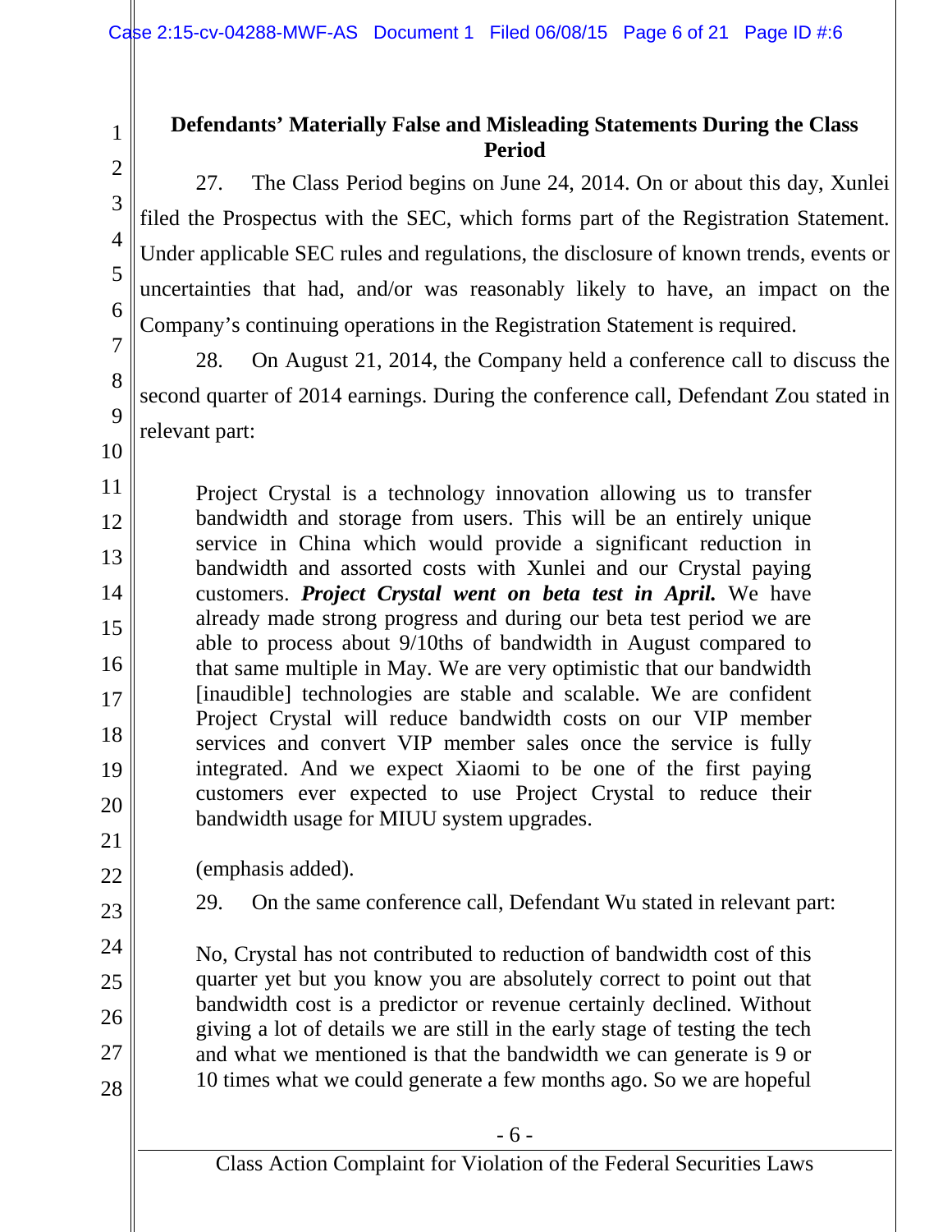**Defendants' Materially False and Misleading Statements During the Class Period**

27. The Class Period begins on June 24, 2014. On or about this day, Xunlei filed the Prospectus with the SEC, which forms part of the Registration Statement. Under applicable SEC rules and regulations, the disclosure of known trends, events or uncertainties that had, and/or was reasonably likely to have, an impact on the Company's continuing operations in the Registration Statement is required.

28. On August 21, 2014, the Company held a conference call to discuss the second quarter of 2014 earnings. During the conference call, Defendant Zou stated in relevant part:

> Project Crystal is a technology innovation allowing us to transfer bandwidth and storage from users. This will be an entirely unique service in China which would provide a significant reduction in bandwidth and assorted costs with Xunlei and our Crystal paying customers. ***Project Crystal went on beta test in April.*** We have already made strong progress and during our beta test period we are able to process about 9/10ths of bandwidth in August compared to that same multiple in May. We are very optimistic that our bandwidth [inaudible] technologies are stable and scalable. We are confident Project Crystal will reduce bandwidth costs on our VIP member services and convert VIP member sales once the service is fully integrated. And we expect Xiaomi to be one of the first paying customers ever expected to use Project Crystal to reduce their bandwidth usage for MIUU system upgrades.

(emphasis added).

29. On the same conference call, Defendant Wu stated in relevant part:

> No, Crystal has not contributed to reduction of bandwidth cost of this quarter yet but you know you are absolutely correct to point out that bandwidth cost is a predictor or revenue certainly declined. Without giving a lot of details we are still in the early stage of testing the tech and what we mentioned is that the bandwidth we can generate is 9 or 10 times what we could generate a few months ago. So we are hopeful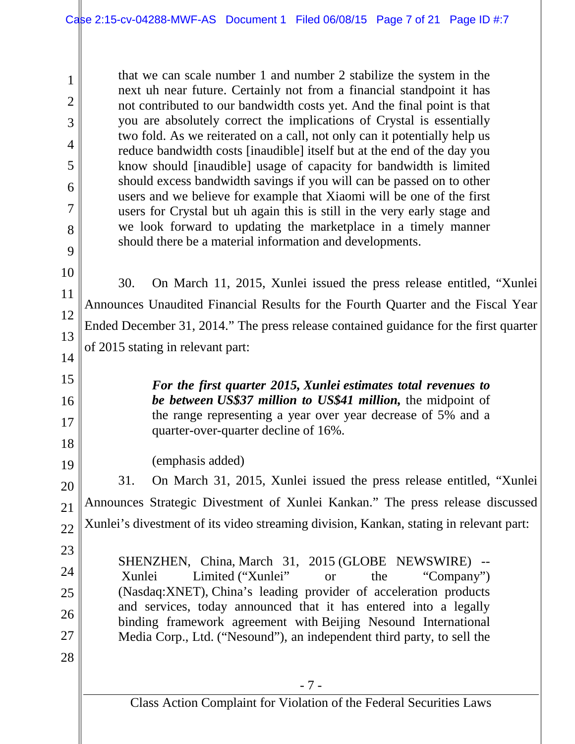> that we can scale number 1 and number 2 stabilize the system in the next uh near future. Certainly not from a financial standpoint it has not contributed to our bandwidth costs yet. And the final point is that you are absolutely correct the implications of Crystal is essentially two fold. As we reiterated on a call, not only can it potentially help us reduce bandwidth costs [inaudible] itself but at the end of the day you know should [inaudible] usage of capacity for bandwidth is limited should excess bandwidth savings if you will can be passed on to other users and we believe for example that Xiaomi will be one of the first users for Crystal but uh again this is still in the very early stage and we look forward to updating the marketplace in a timely manner should there be a material information and developments.

30. On March 11, 2015, Xunlei issued the press release entitled, "Xunlei Announces Unaudited Financial Results for the Fourth Quarter and the Fiscal Year Ended December 31, 2014." The press release contained guidance for the first quarter of 2015 stating in relevant part:

> ***For the first quarter 2015, Xunlei estimates total revenues to be between US$37 million to US$41 million,*** the midpoint of the range representing a year over year decrease of 5% and a quarter-over-quarter decline of 16%.
>
> (emphasis added)

31. On March 31, 2015, Xunlei issued the press release entitled, "Xunlei Announces Strategic Divestment of Xunlei Kankan." The press release discussed Xunlei's divestment of its video streaming division, Kankan, stating in relevant part:

> SHENZHEN, China, March 31, 2015 (GLOBE NEWSWIRE) -- Xunlei Limited ("Xunlei" or the "Company") (Nasdaq:XNET), China's leading provider of acceleration products and services, today announced that it has entered into a legally binding framework agreement with Beijing Nesound International Media Corp., Ltd. ("Nesound"), an independent third party, to sell the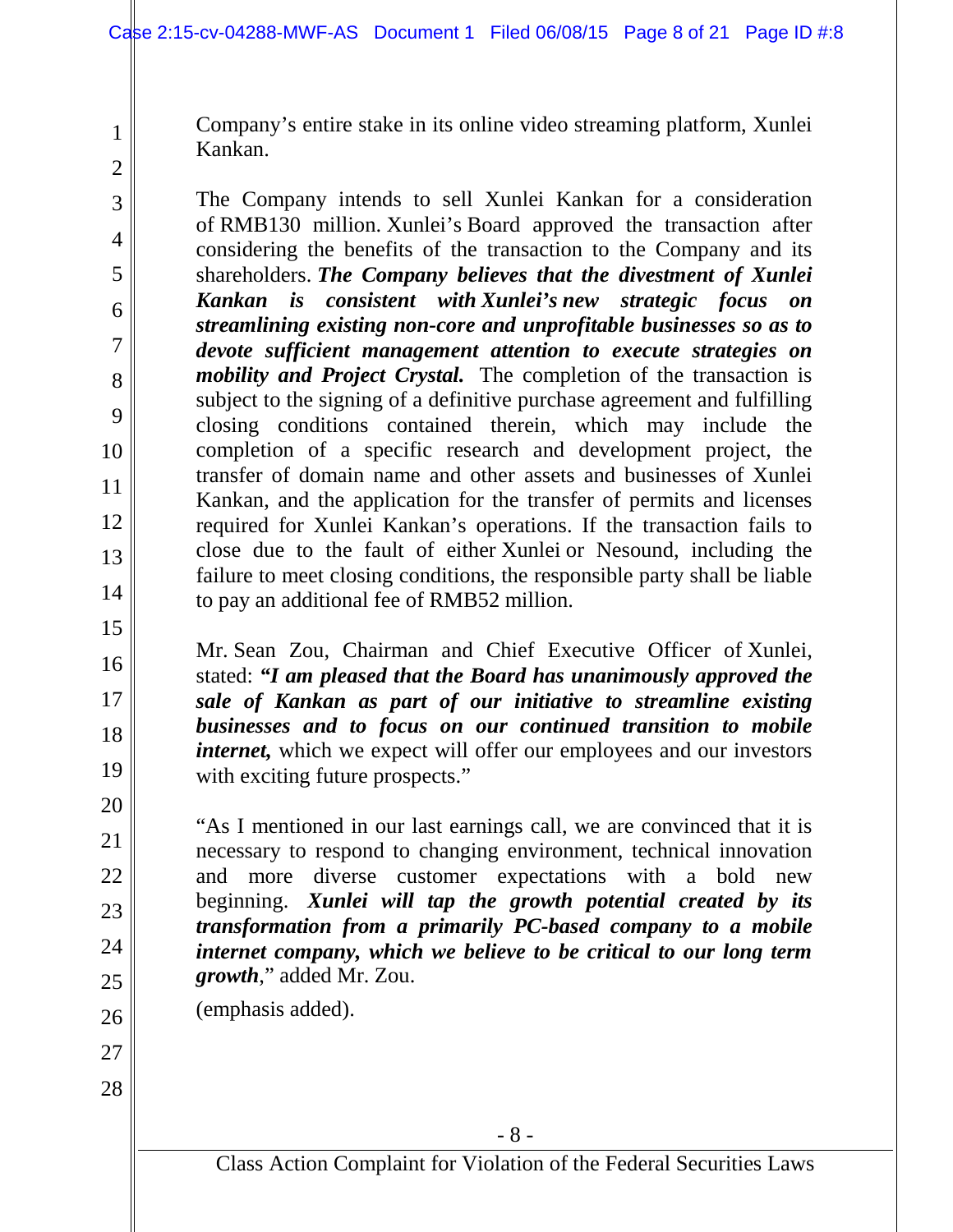Company's entire stake in its online video streaming platform, Xunlei Kankan.

The Company intends to sell Xunlei Kankan for a consideration of RMB130 million. Xunlei's Board approved the transaction after considering the benefits of the transaction to the Company and its shareholders. ***The Company believes that the divestment of Xunlei Kankan is consistent with Xunlei's new strategic focus on streamlining existing non-core and unprofitable businesses so as to devote sufficient management attention to execute strategies on mobility and Project Crystal.*** The completion of the transaction is subject to the signing of a definitive purchase agreement and fulfilling closing conditions contained therein, which may include the completion of a specific research and development project, the transfer of domain name and other assets and businesses of Xunlei Kankan, and the application for the transfer of permits and licenses required for Xunlei Kankan's operations. If the transaction fails to close due to the fault of either Xunlei or Nesound, including the failure to meet closing conditions, the responsible party shall be liable to pay an additional fee of RMB52 million.

Mr. Sean Zou, Chairman and Chief Executive Officer of Xunlei, stated: ***"I am pleased that the Board has unanimously approved the sale of Kankan as part of our initiative to streamline existing businesses and to focus on our continued transition to mobile internet,*** which we expect will offer our employees and our investors with exciting future prospects."

"As I mentioned in our last earnings call, we are convinced that it is necessary to respond to changing environment, technical innovation and more diverse customer expectations with a bold new beginning. ***Xunlei will tap the growth potential created by its transformation from a primarily PC-based company to a mobile internet company, which we believe to be critical to our long term growth***," added Mr. Zou.

(emphasis added).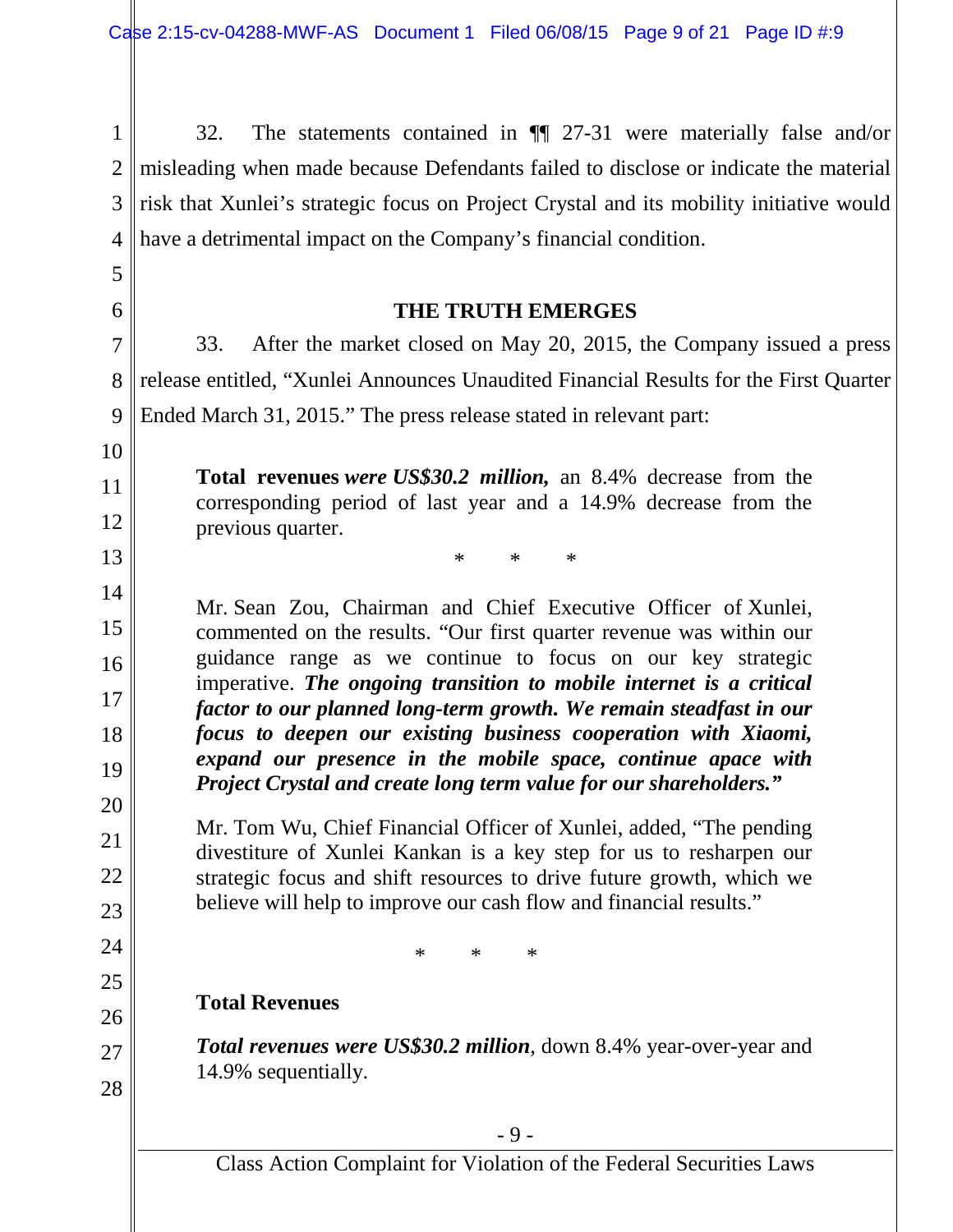32. The statements contained in ¶¶ 27-31 were materially false and/or misleading when made because Defendants failed to disclose or indicate the material risk that Xunlei's strategic focus on Project Crystal and its mobility initiative would have a detrimental impact on the Company's financial condition.

## THE TRUTH EMERGES

33. After the market closed on May 20, 2015, the Company issued a press release entitled, "Xunlei Announces Unaudited Financial Results for the First Quarter Ended March 31, 2015." The press release stated in relevant part:

> **Total revenues** ***were US$30.2 million,*** an 8.4% decrease from the corresponding period of last year and a 14.9% decrease from the previous quarter.
>
> \* \* \*
>
> Mr. Sean Zou, Chairman and Chief Executive Officer of Xunlei, commented on the results. "Our first quarter revenue was within our guidance range as we continue to focus on our key strategic imperative. ***The ongoing transition to mobile internet is a critical factor to our planned long-term growth. We remain steadfast in our focus to deepen our existing business cooperation with Xiaomi, expand our presence in the mobile space, continue apace with Project Crystal and create long term value for our shareholders."***
>
> Mr. Tom Wu, Chief Financial Officer of Xunlei, added, "The pending divestiture of Xunlei Kankan is a key step for us to resharpen our strategic focus and shift resources to drive future growth, which we believe will help to improve our cash flow and financial results."
>
> \* \* \*
>
> **Total Revenues**
>
> ***Total revenues were US$30.2 million***, down 8.4% year-over-year and 14.9% sequentially.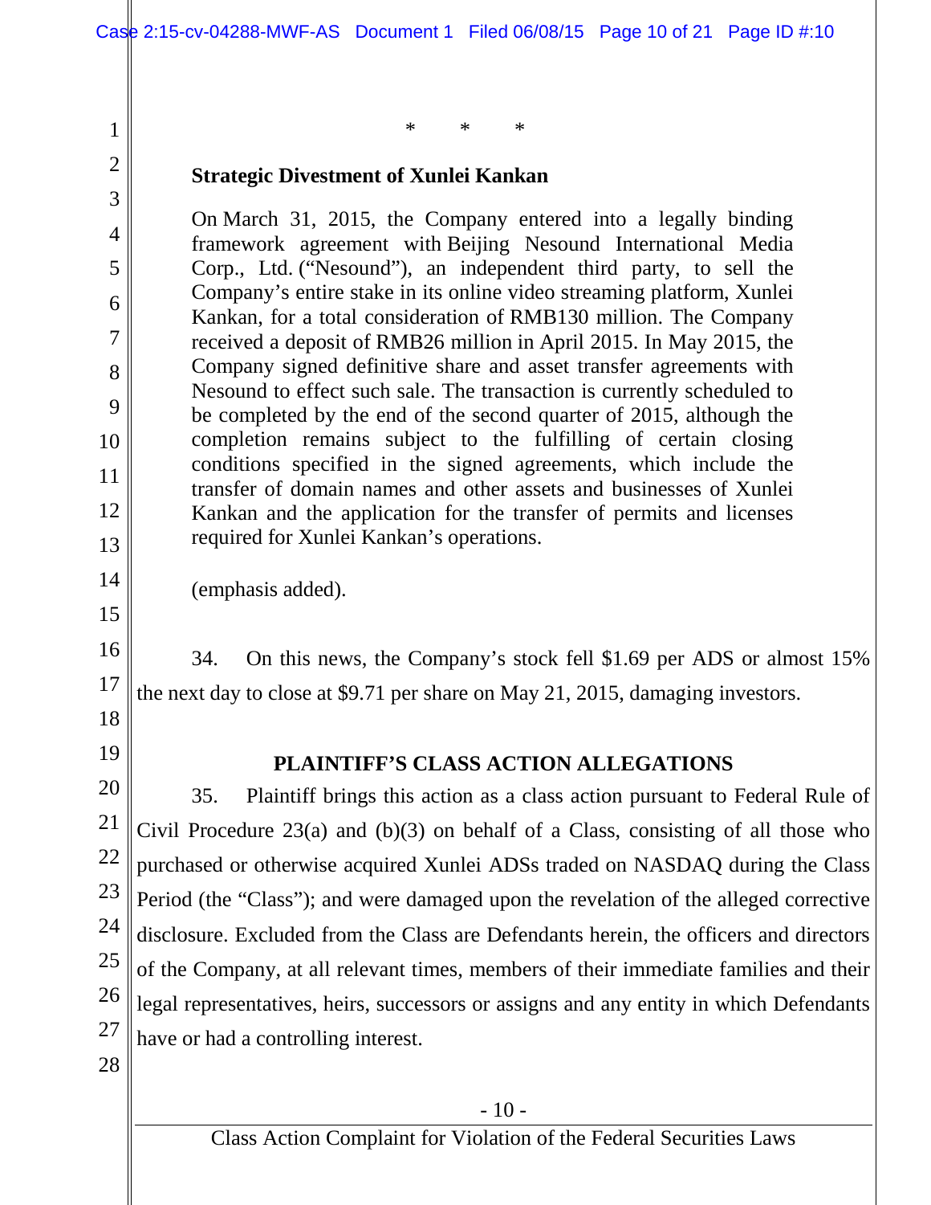\*   \*   \*

**Strategic Divestment of Xunlei Kankan**

> On March 31, 2015, the Company entered into a legally binding framework agreement with Beijing Nesound International Media Corp., Ltd. ("Nesound"), an independent third party, to sell the Company's entire stake in its online video streaming platform, Xunlei Kankan, for a total consideration of RMB130 million. The Company received a deposit of RMB26 million in April 2015. In May 2015, the Company signed definitive share and asset transfer agreements with Nesound to effect such sale. The transaction is currently scheduled to be completed by the end of the second quarter of 2015, although the completion remains subject to the fulfilling of certain closing conditions specified in the signed agreements, which include the transfer of domain names and other assets and businesses of Xunlei Kankan and the application for the transfer of permits and licenses required for Xunlei Kankan's operations.
>
> (emphasis added).

34. On this news, the Company's stock fell $1.69 per ADS or almost 15% the next day to close at $9.71 per share on May 21, 2015, damaging investors.

## PLAINTIFF'S CLASS ACTION ALLEGATIONS

35. Plaintiff brings this action as a class action pursuant to Federal Rule of Civil Procedure 23(a) and (b)(3) on behalf of a Class, consisting of all those who purchased or otherwise acquired Xunlei ADSs traded on NASDAQ during the Class Period (the "Class"); and were damaged upon the revelation of the alleged corrective disclosure. Excluded from the Class are Defendants herein, the officers and directors of the Company, at all relevant times, members of their immediate families and their legal representatives, heirs, successors or assigns and any entity in which Defendants have or had a controlling interest.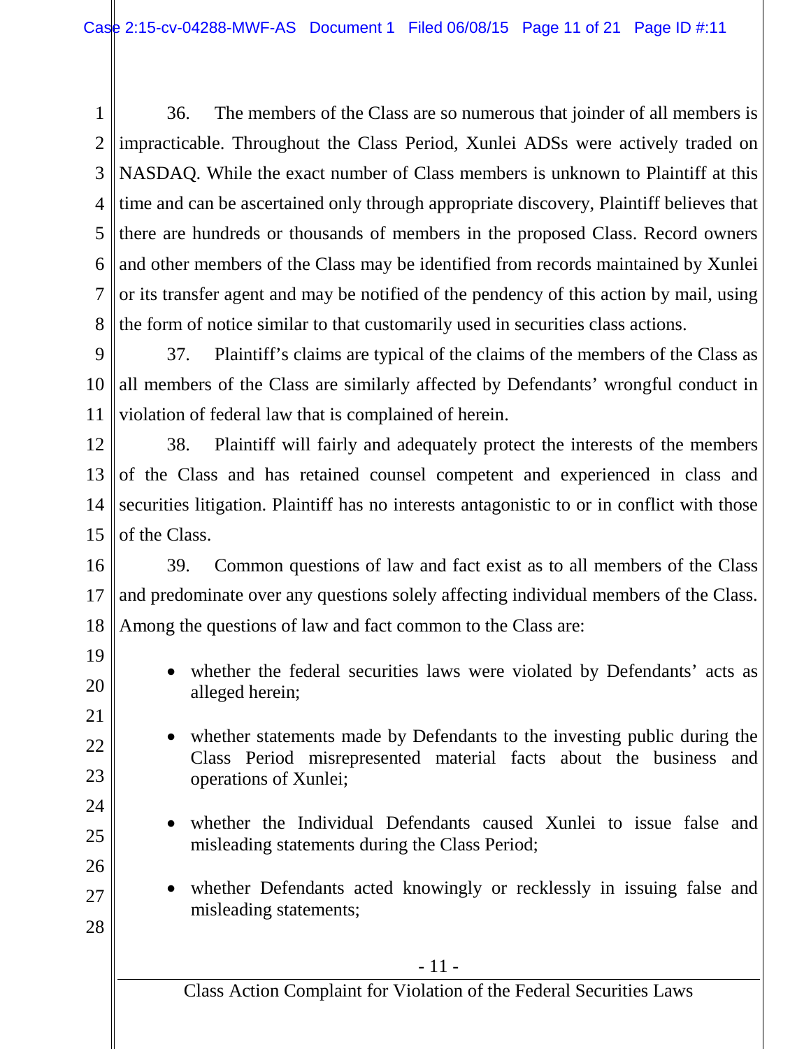36. The members of the Class are so numerous that joinder of all members is impracticable. Throughout the Class Period, Xunlei ADSs were actively traded on NASDAQ. While the exact number of Class members is unknown to Plaintiff at this time and can be ascertained only through appropriate discovery, Plaintiff believes that there are hundreds or thousands of members in the proposed Class. Record owners and other members of the Class may be identified from records maintained by Xunlei or its transfer agent and may be notified of the pendency of this action by mail, using the form of notice similar to that customarily used in securities class actions.

37. Plaintiff's claims are typical of the claims of the members of the Class as all members of the Class are similarly affected by Defendants' wrongful conduct in violation of federal law that is complained of herein.

38. Plaintiff will fairly and adequately protect the interests of the members of the Class and has retained counsel competent and experienced in class and securities litigation. Plaintiff has no interests antagonistic to or in conflict with those of the Class.

39. Common questions of law and fact exist as to all members of the Class and predominate over any questions solely affecting individual members of the Class. Among the questions of law and fact common to the Class are:

- whether the federal securities laws were violated by Defendants' acts as alleged herein;
- whether statements made by Defendants to the investing public during the Class Period misrepresented material facts about the business and operations of Xunlei;
- whether the Individual Defendants caused Xunlei to issue false and misleading statements during the Class Period;
- whether Defendants acted knowingly or recklessly in issuing false and misleading statements;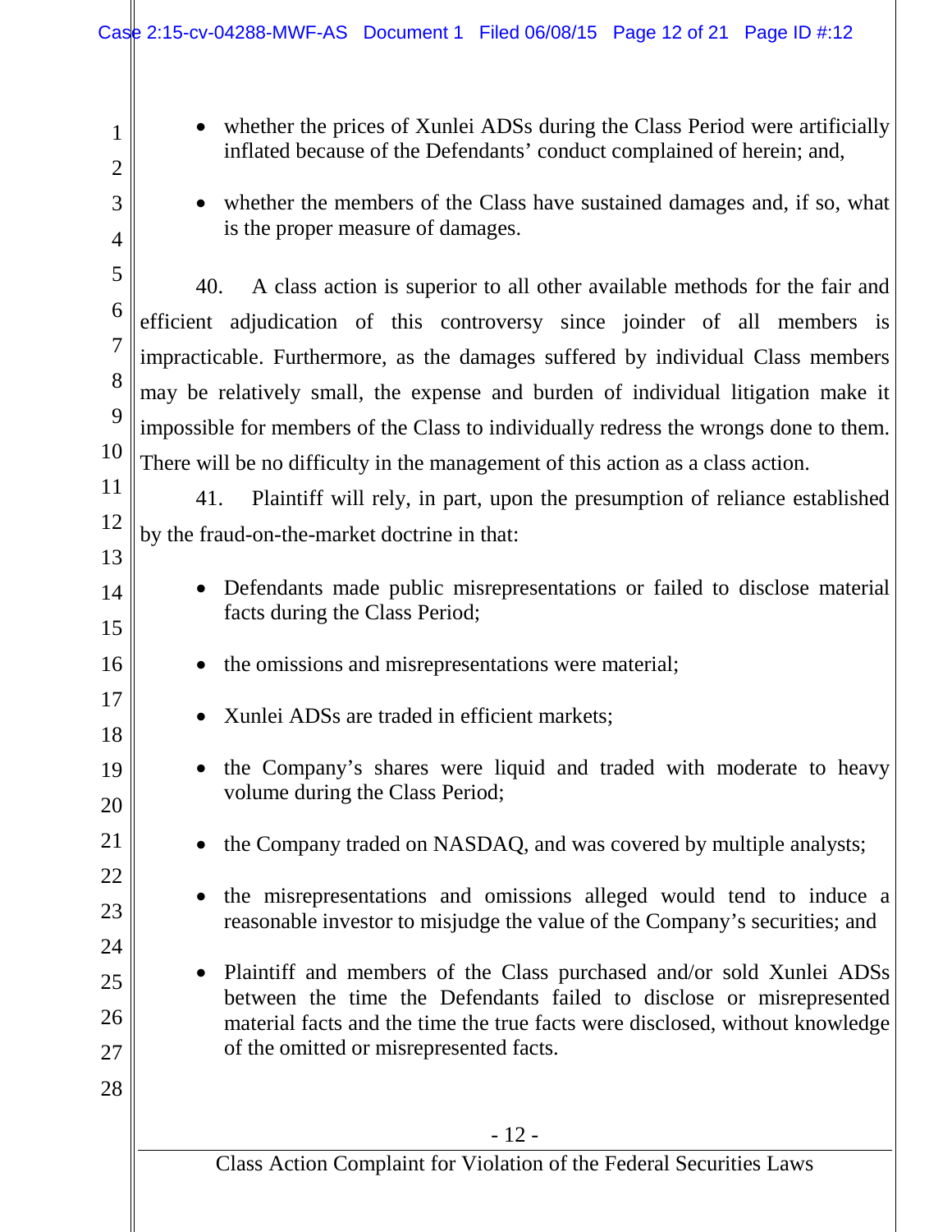- whether the prices of Xunlei ADSs during the Class Period were artificially inflated because of the Defendants' conduct complained of herein; and,

- whether the members of the Class have sustained damages and, if so, what is the proper measure of damages.

40. A class action is superior to all other available methods for the fair and efficient adjudication of this controversy since joinder of all members is impracticable. Furthermore, as the damages suffered by individual Class members may be relatively small, the expense and burden of individual litigation make it impossible for members of the Class to individually redress the wrongs done to them. There will be no difficulty in the management of this action as a class action.

41. Plaintiff will rely, in part, upon the presumption of reliance established by the fraud-on-the-market doctrine in that:

- Defendants made public misrepresentations or failed to disclose material facts during the Class Period;

- the omissions and misrepresentations were material;

- Xunlei ADSs are traded in efficient markets;

- the Company's shares were liquid and traded with moderate to heavy volume during the Class Period;

- the Company traded on NASDAQ, and was covered by multiple analysts;

- the misrepresentations and omissions alleged would tend to induce a reasonable investor to misjudge the value of the Company's securities; and

- Plaintiff and members of the Class purchased and/or sold Xunlei ADSs between the time the Defendants failed to disclose or misrepresented material facts and the time the true facts were disclosed, without knowledge of the omitted or misrepresented facts.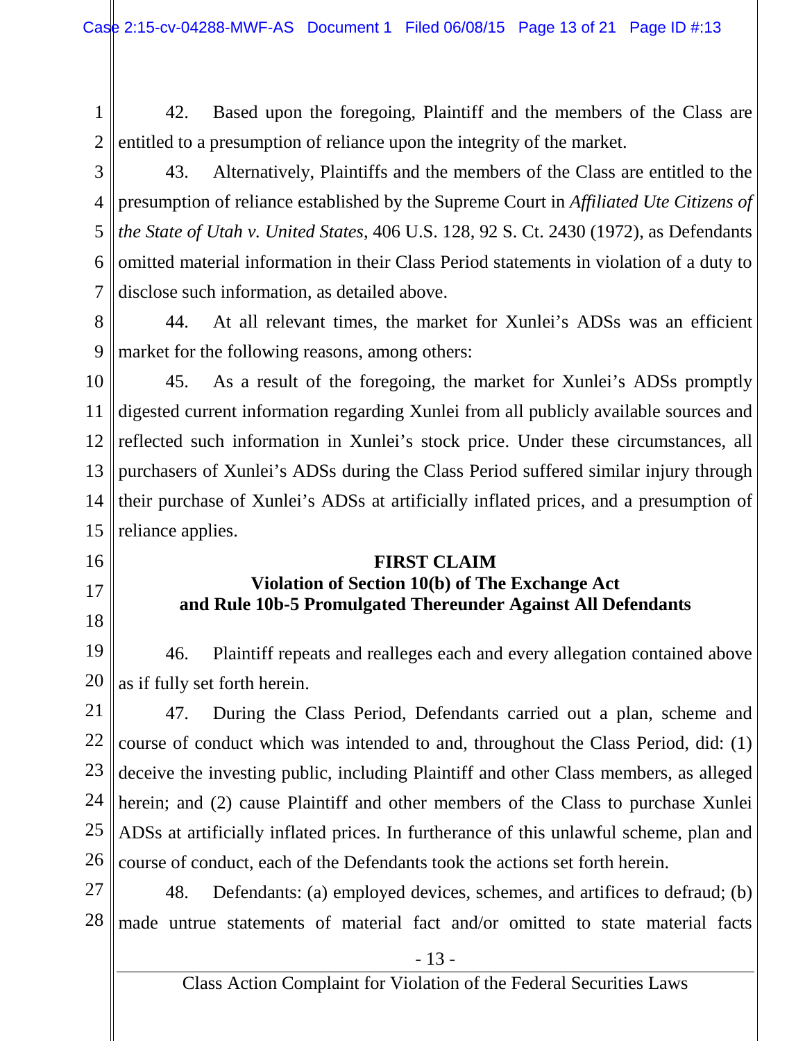42. Based upon the foregoing, Plaintiff and the members of the Class are entitled to a presumption of reliance upon the integrity of the market.

43. Alternatively, Plaintiffs and the members of the Class are entitled to the presumption of reliance established by the Supreme Court in *Affiliated Ute Citizens of the State of Utah v. United States*, 406 U.S. 128, 92 S. Ct. 2430 (1972), as Defendants omitted material information in their Class Period statements in violation of a duty to disclose such information, as detailed above.

44. At all relevant times, the market for Xunlei's ADSs was an efficient market for the following reasons, among others:

45. As a result of the foregoing, the market for Xunlei's ADSs promptly digested current information regarding Xunlei from all publicly available sources and reflected such information in Xunlei's stock price. Under these circumstances, all purchasers of Xunlei's ADSs during the Class Period suffered similar injury through their purchase of Xunlei's ADSs at artificially inflated prices, and a presumption of reliance applies.

## FIRST CLAIM
## Violation of Section 10(b) of The Exchange Act and Rule 10b-5 Promulgated Thereunder Against All Defendants

46. Plaintiff repeats and realleges each and every allegation contained above as if fully set forth herein.

47. During the Class Period, Defendants carried out a plan, scheme and course of conduct which was intended to and, throughout the Class Period, did: (1) deceive the investing public, including Plaintiff and other Class members, as alleged herein; and (2) cause Plaintiff and other members of the Class to purchase Xunlei ADSs at artificially inflated prices. In furtherance of this unlawful scheme, plan and course of conduct, each of the Defendants took the actions set forth herein.

48. Defendants: (a) employed devices, schemes, and artifices to defraud; (b) made untrue statements of material fact and/or omitted to state material facts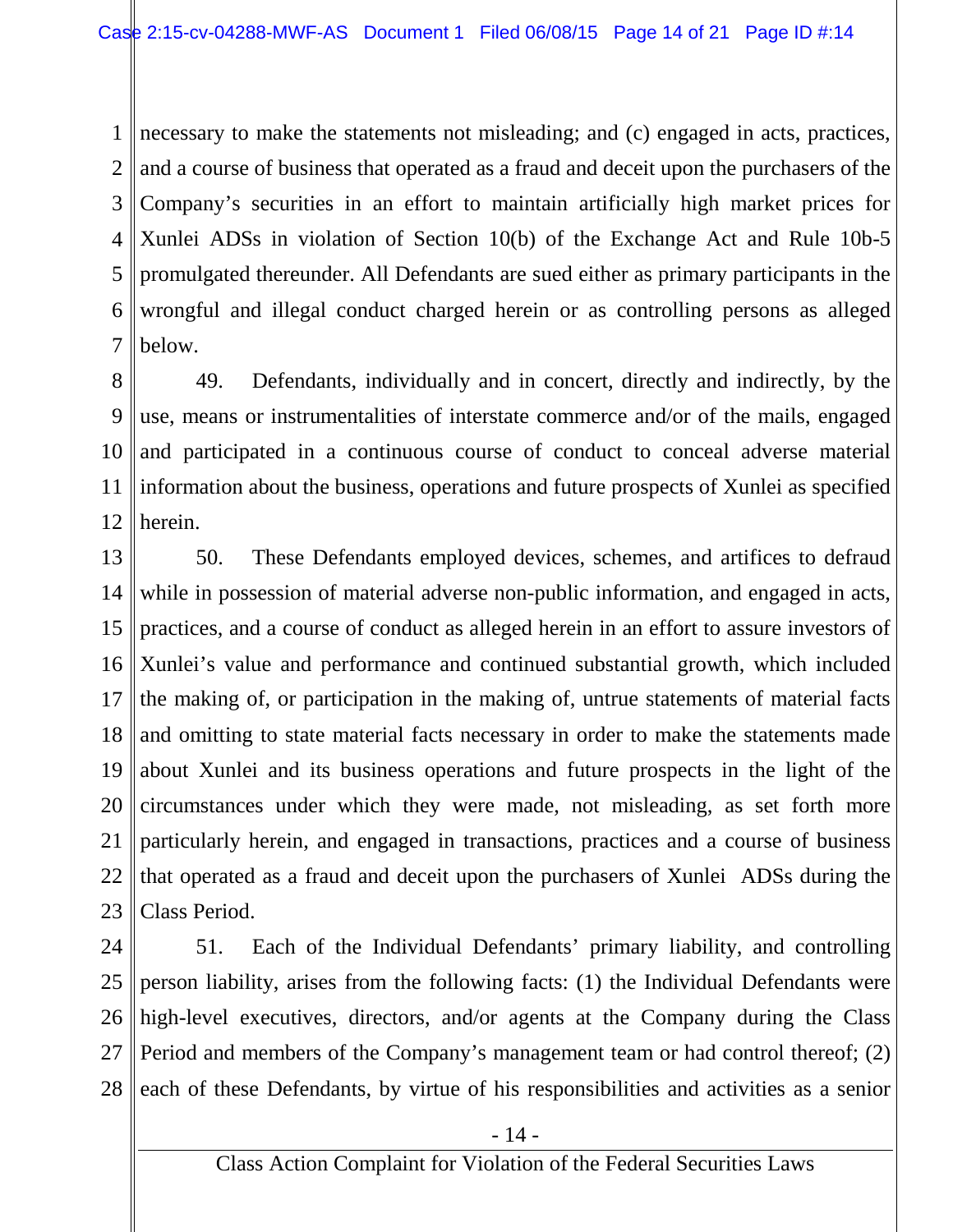necessary to make the statements not misleading; and (c) engaged in acts, practices, and a course of business that operated as a fraud and deceit upon the purchasers of the Company's securities in an effort to maintain artificially high market prices for Xunlei ADSs in violation of Section 10(b) of the Exchange Act and Rule 10b-5 promulgated thereunder. All Defendants are sued either as primary participants in the wrongful and illegal conduct charged herein or as controlling persons as alleged below.

49. Defendants, individually and in concert, directly and indirectly, by the use, means or instrumentalities of interstate commerce and/or of the mails, engaged and participated in a continuous course of conduct to conceal adverse material information about the business, operations and future prospects of Xunlei as specified herein.

50. These Defendants employed devices, schemes, and artifices to defraud while in possession of material adverse non-public information, and engaged in acts, practices, and a course of conduct as alleged herein in an effort to assure investors of Xunlei's value and performance and continued substantial growth, which included the making of, or participation in the making of, untrue statements of material facts and omitting to state material facts necessary in order to make the statements made about Xunlei and its business operations and future prospects in the light of the circumstances under which they were made, not misleading, as set forth more particularly herein, and engaged in transactions, practices and a course of business that operated as a fraud and deceit upon the purchasers of Xunlei ADSs during the Class Period.

51. Each of the Individual Defendants' primary liability, and controlling person liability, arises from the following facts: (1) the Individual Defendants were high-level executives, directors, and/or agents at the Company during the Class Period and members of the Company's management team or had control thereof; (2) each of these Defendants, by virtue of his responsibilities and activities as a senior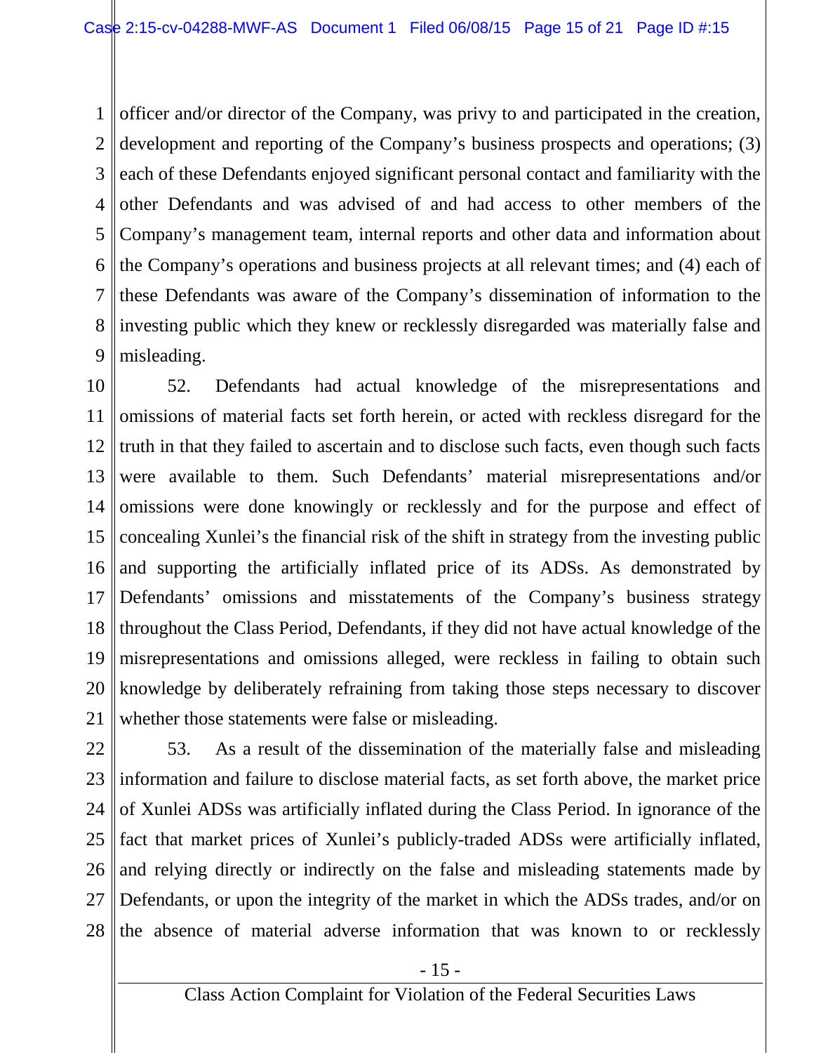officer and/or director of the Company, was privy to and participated in the creation, development and reporting of the Company's business prospects and operations; (3) each of these Defendants enjoyed significant personal contact and familiarity with the other Defendants and was advised of and had access to other members of the Company's management team, internal reports and other data and information about the Company's operations and business projects at all relevant times; and (4) each of these Defendants was aware of the Company's dissemination of information to the investing public which they knew or recklessly disregarded was materially false and misleading.

52. Defendants had actual knowledge of the misrepresentations and omissions of material facts set forth herein, or acted with reckless disregard for the truth in that they failed to ascertain and to disclose such facts, even though such facts were available to them. Such Defendants' material misrepresentations and/or omissions were done knowingly or recklessly and for the purpose and effect of concealing Xunlei's the financial risk of the shift in strategy from the investing public and supporting the artificially inflated price of its ADSs. As demonstrated by Defendants' omissions and misstatements of the Company's business strategy throughout the Class Period, Defendants, if they did not have actual knowledge of the misrepresentations and omissions alleged, were reckless in failing to obtain such knowledge by deliberately refraining from taking those steps necessary to discover whether those statements were false or misleading.

53. As a result of the dissemination of the materially false and misleading information and failure to disclose material facts, as set forth above, the market price of Xunlei ADSs was artificially inflated during the Class Period. In ignorance of the fact that market prices of Xunlei's publicly-traded ADSs were artificially inflated, and relying directly or indirectly on the false and misleading statements made by Defendants, or upon the integrity of the market in which the ADSs trades, and/or on the absence of material adverse information that was known to or recklessly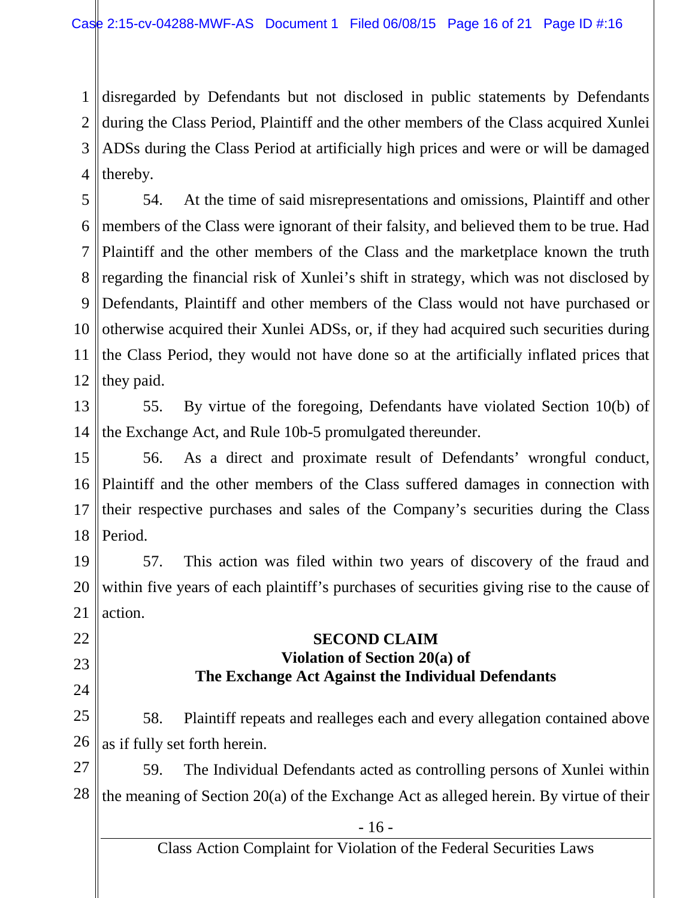disregarded by Defendants but not disclosed in public statements by Defendants during the Class Period, Plaintiff and the other members of the Class acquired Xunlei ADSs during the Class Period at artificially high prices and were or will be damaged thereby.

54. At the time of said misrepresentations and omissions, Plaintiff and other members of the Class were ignorant of their falsity, and believed them to be true. Had Plaintiff and the other members of the Class and the marketplace known the truth regarding the financial risk of Xunlei's shift in strategy, which was not disclosed by Defendants, Plaintiff and other members of the Class would not have purchased or otherwise acquired their Xunlei ADSs, or, if they had acquired such securities during the Class Period, they would not have done so at the artificially inflated prices that they paid.

55. By virtue of the foregoing, Defendants have violated Section 10(b) of the Exchange Act, and Rule 10b-5 promulgated thereunder.

56. As a direct and proximate result of Defendants' wrongful conduct, Plaintiff and the other members of the Class suffered damages in connection with their respective purchases and sales of the Company's securities during the Class Period.

57. This action was filed within two years of discovery of the fraud and within five years of each plaintiff's purchases of securities giving rise to the cause of action.

**SECOND CLAIM**
**Violation of Section 20(a) of**
**The Exchange Act Against the Individual Defendants**

58. Plaintiff repeats and realleges each and every allegation contained above as if fully set forth herein.

59. The Individual Defendants acted as controlling persons of Xunlei within the meaning of Section 20(a) of the Exchange Act as alleged herein. By virtue of their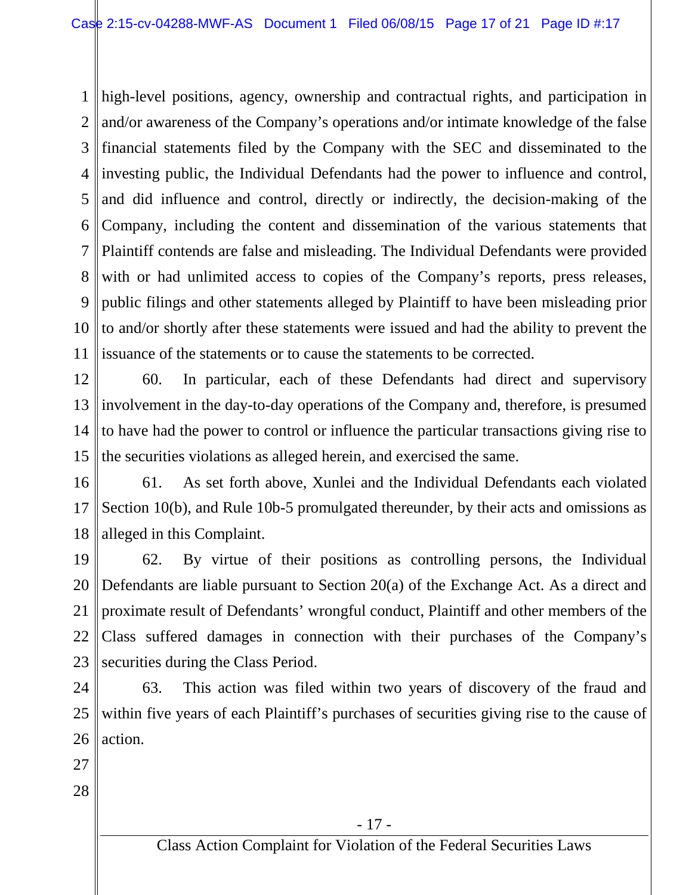high-level positions, agency, ownership and contractual rights, and participation in and/or awareness of the Company's operations and/or intimate knowledge of the false financial statements filed by the Company with the SEC and disseminated to the investing public, the Individual Defendants had the power to influence and control, and did influence and control, directly or indirectly, the decision-making of the Company, including the content and dissemination of the various statements that Plaintiff contends are false and misleading. The Individual Defendants were provided with or had unlimited access to copies of the Company's reports, press releases, public filings and other statements alleged by Plaintiff to have been misleading prior to and/or shortly after these statements were issued and had the ability to prevent the issuance of the statements or to cause the statements to be corrected.

60. In particular, each of these Defendants had direct and supervisory involvement in the day-to-day operations of the Company and, therefore, is presumed to have had the power to control or influence the particular transactions giving rise to the securities violations as alleged herein, and exercised the same.

61. As set forth above, Xunlei and the Individual Defendants each violated Section 10(b), and Rule 10b-5 promulgated thereunder, by their acts and omissions as alleged in this Complaint.

62. By virtue of their positions as controlling persons, the Individual Defendants are liable pursuant to Section 20(a) of the Exchange Act. As a direct and proximate result of Defendants' wrongful conduct, Plaintiff and other members of the Class suffered damages in connection with their purchases of the Company's securities during the Class Period.

63. This action was filed within two years of discovery of the fraud and within five years of each Plaintiff's purchases of securities giving rise to the cause of action.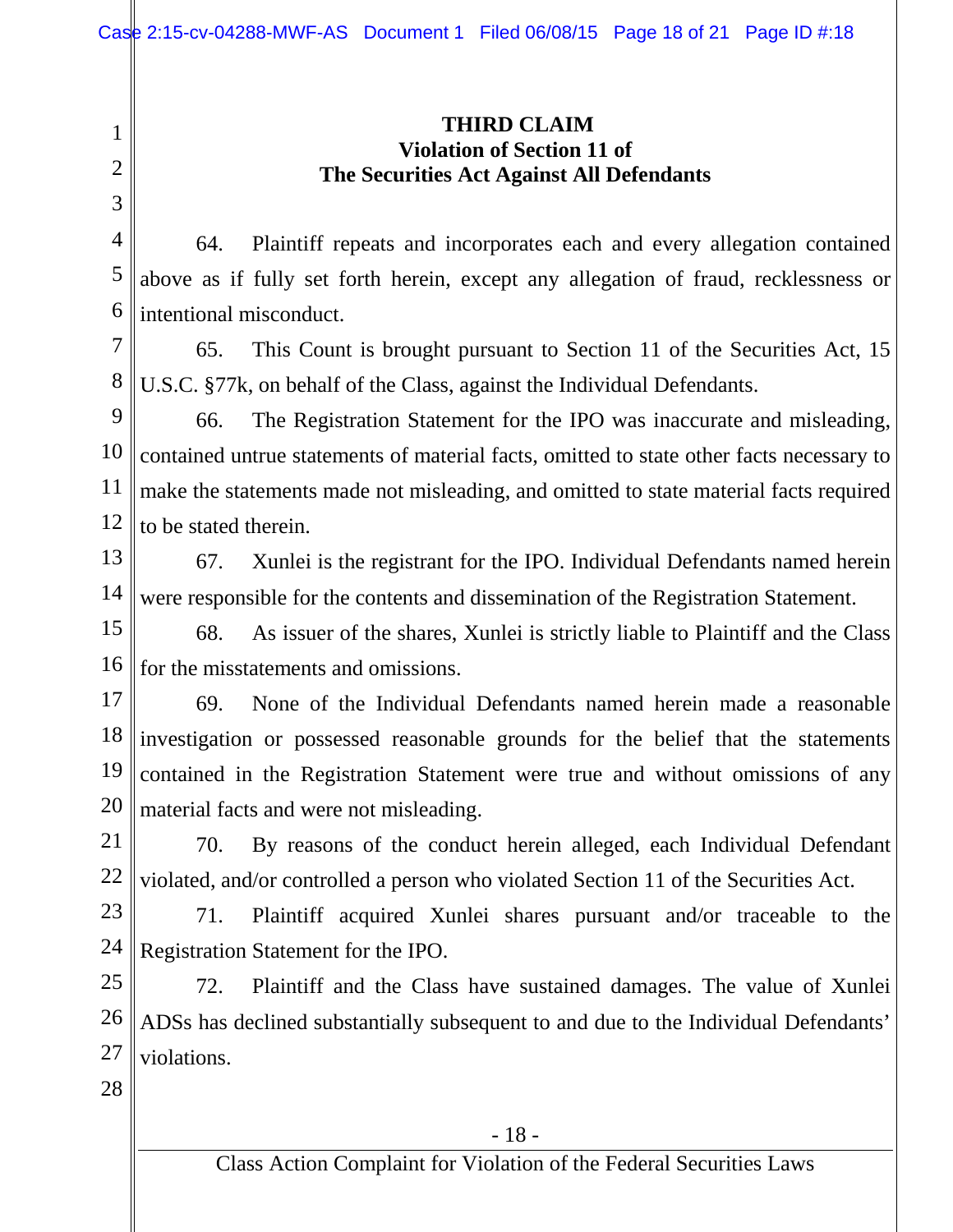**THIRD CLAIM**
**Violation of Section 11 of**
**The Securities Act Against All Defendants**

64. Plaintiff repeats and incorporates each and every allegation contained above as if fully set forth herein, except any allegation of fraud, recklessness or intentional misconduct.

65. This Count is brought pursuant to Section 11 of the Securities Act, 15 U.S.C. §77k, on behalf of the Class, against the Individual Defendants.

66. The Registration Statement for the IPO was inaccurate and misleading, contained untrue statements of material facts, omitted to state other facts necessary to make the statements made not misleading, and omitted to state material facts required to be stated therein.

67. Xunlei is the registrant for the IPO. Individual Defendants named herein were responsible for the contents and dissemination of the Registration Statement.

68. As issuer of the shares, Xunlei is strictly liable to Plaintiff and the Class for the misstatements and omissions.

69. None of the Individual Defendants named herein made a reasonable investigation or possessed reasonable grounds for the belief that the statements contained in the Registration Statement were true and without omissions of any material facts and were not misleading.

70. By reasons of the conduct herein alleged, each Individual Defendant violated, and/or controlled a person who violated Section 11 of the Securities Act.

71. Plaintiff acquired Xunlei shares pursuant and/or traceable to the Registration Statement for the IPO.

72. Plaintiff and the Class have sustained damages. The value of Xunlei ADSs has declined substantially subsequent to and due to the Individual Defendants' violations.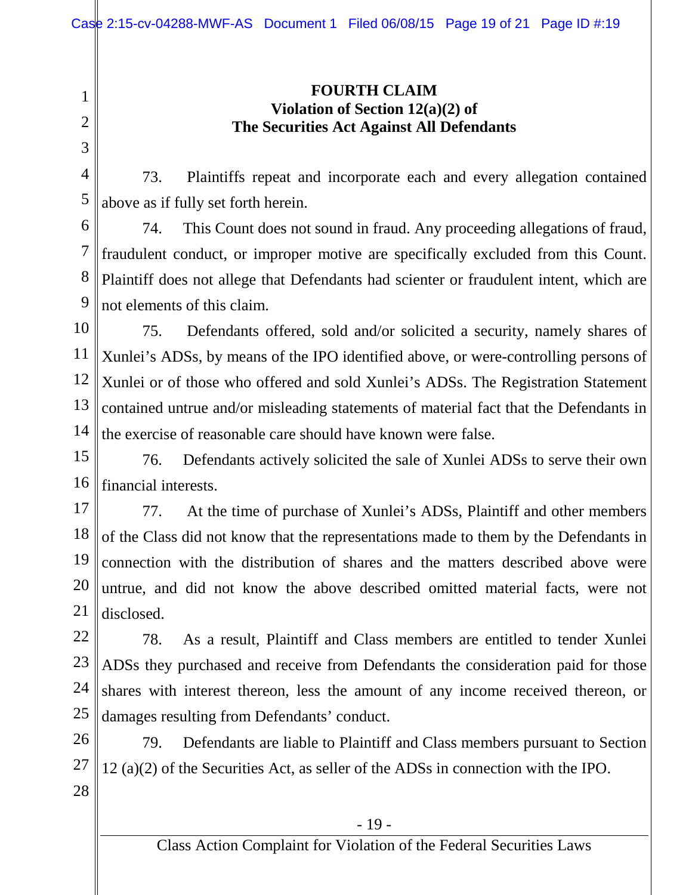## FOURTH CLAIM
## Violation of Section 12(a)(2) of The Securities Act Against All Defendants

73. Plaintiffs repeat and incorporate each and every allegation contained above as if fully set forth herein.

74. This Count does not sound in fraud. Any proceeding allegations of fraud, fraudulent conduct, or improper motive are specifically excluded from this Count. Plaintiff does not allege that Defendants had scienter or fraudulent intent, which are not elements of this claim.

75. Defendants offered, sold and/or solicited a security, namely shares of Xunlei's ADSs, by means of the IPO identified above, or were-controlling persons of Xunlei or of those who offered and sold Xunlei's ADSs. The Registration Statement contained untrue and/or misleading statements of material fact that the Defendants in the exercise of reasonable care should have known were false.

76. Defendants actively solicited the sale of Xunlei ADSs to serve their own financial interests.

77. At the time of purchase of Xunlei's ADSs, Plaintiff and other members of the Class did not know that the representations made to them by the Defendants in connection with the distribution of shares and the matters described above were untrue, and did not know the above described omitted material facts, were not disclosed.

78. As a result, Plaintiff and Class members are entitled to tender Xunlei ADSs they purchased and receive from Defendants the consideration paid for those shares with interest thereon, less the amount of any income received thereon, or damages resulting from Defendants' conduct.

79. Defendants are liable to Plaintiff and Class members pursuant to Section 12 (a)(2) of the Securities Act, as seller of the ADSs in connection with the IPO.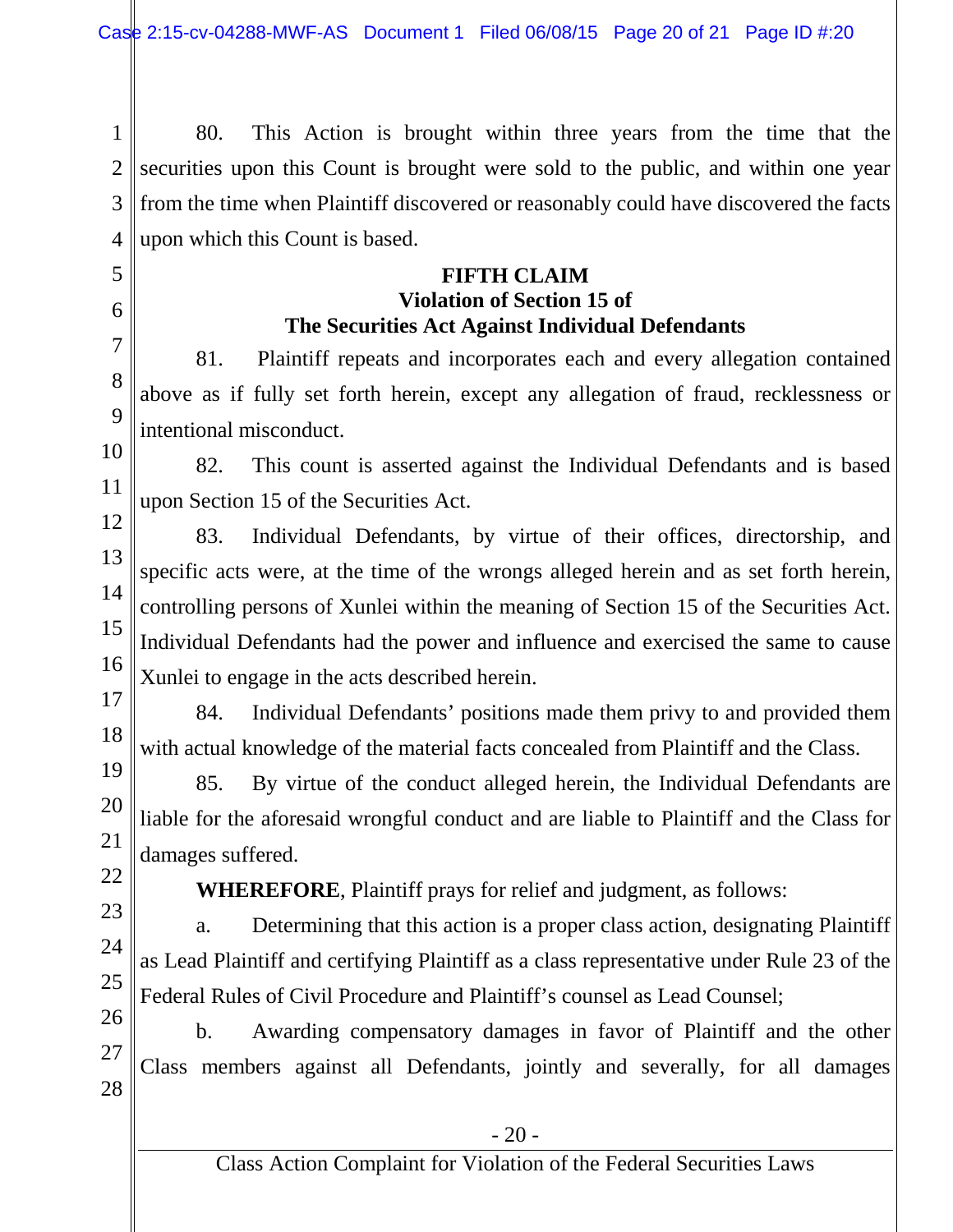80. This Action is brought within three years from the time that the securities upon this Count is brought were sold to the public, and within one year from the time when Plaintiff discovered or reasonably could have discovered the facts upon which this Count is based.

**FIFTH CLAIM**
**Violation of Section 15 of**
**The Securities Act Against Individual Defendants**

81. Plaintiff repeats and incorporates each and every allegation contained above as if fully set forth herein, except any allegation of fraud, recklessness or intentional misconduct.

82. This count is asserted against the Individual Defendants and is based upon Section 15 of the Securities Act.

83. Individual Defendants, by virtue of their offices, directorship, and specific acts were, at the time of the wrongs alleged herein and as set forth herein, controlling persons of Xunlei within the meaning of Section 15 of the Securities Act. Individual Defendants had the power and influence and exercised the same to cause Xunlei to engage in the acts described herein.

84. Individual Defendants' positions made them privy to and provided them with actual knowledge of the material facts concealed from Plaintiff and the Class.

85. By virtue of the conduct alleged herein, the Individual Defendants are liable for the aforesaid wrongful conduct and are liable to Plaintiff and the Class for damages suffered.

**WHEREFORE**, Plaintiff prays for relief and judgment, as follows:

a. Determining that this action is a proper class action, designating Plaintiff as Lead Plaintiff and certifying Plaintiff as a class representative under Rule 23 of the Federal Rules of Civil Procedure and Plaintiff's counsel as Lead Counsel;

b. Awarding compensatory damages in favor of Plaintiff and the other Class members against all Defendants, jointly and severally, for all damages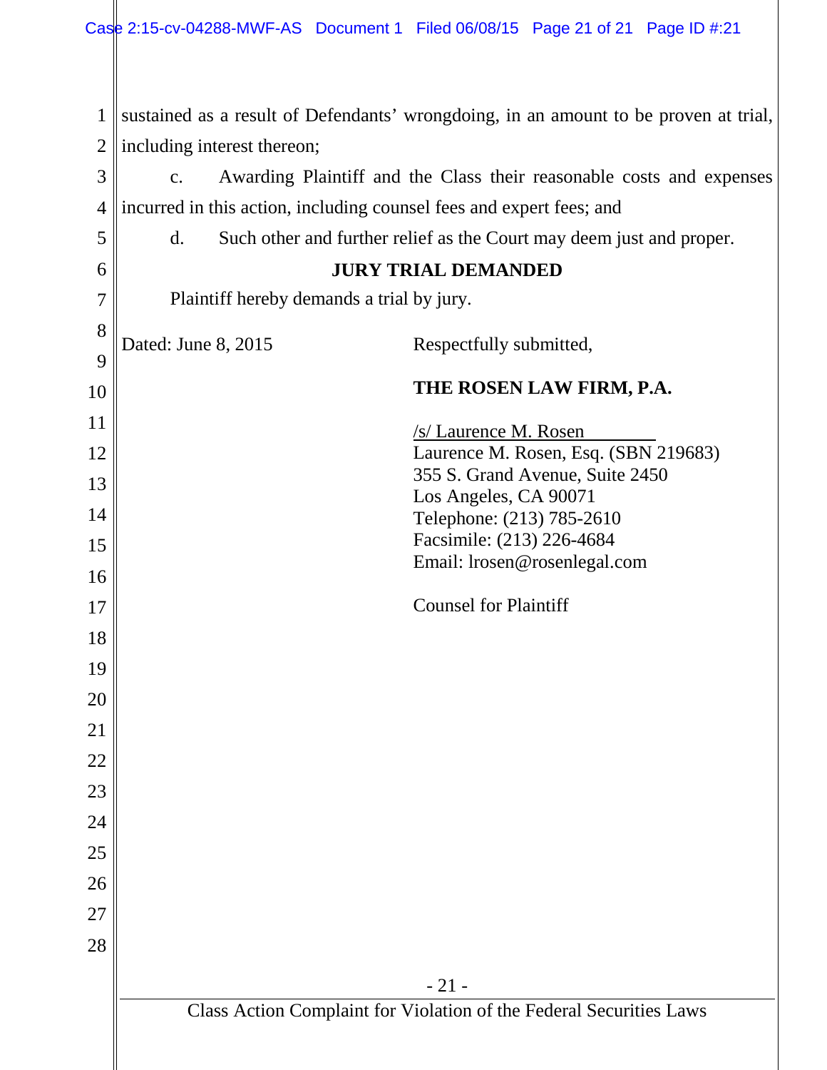sustained as a result of Defendants' wrongdoing, in an amount to be proven at trial, including interest thereon;

c. Awarding Plaintiff and the Class their reasonable costs and expenses incurred in this action, including counsel fees and expert fees; and

d. Such other and further relief as the Court may deem just and proper.

**JURY TRIAL DEMANDED**

Plaintiff hereby demands a trial by jury.

Dated: June 8, 2015

Respectfully submitted,

**THE ROSEN LAW FIRM, P.A.**

/s/ Laurence M. Rosen
Laurence M. Rosen, Esq. (SBN 219683)
355 S. Grand Avenue, Suite 2450
Los Angeles, CA 90071
Telephone: (213) 785-2610
Facsimile: (213) 226-4684
Email: lrosen@rosenlegal.com

Counsel for Plaintiff